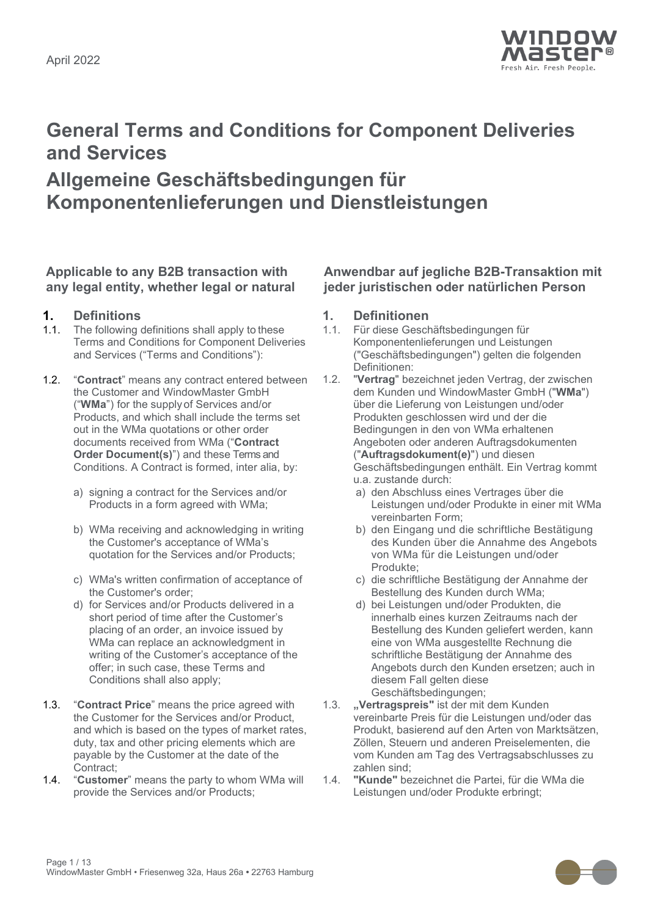April 2022

# General Terms and Conditions for Component Deliveries and Services

# Allgemeine Geschäftsbedingungen für Komponentenlieferungen und Dienstleistungen

### Applicable to any B2B transaction with any legal entity, whether legal or natural

## 1. Definitions

1.1. The following definitions shall apply to these Terms and Conditions for Component Deliveries and Services ("Terms and Conditions"):

1.2. "**Contract**" means any contract entered between the Customer and WindowMaster GmbH ("**WMa**") for the supply of Services and/or Products, and which shall include the terms set out in the WMa quotations or other order documents received from WMa ("**Contract Order Document(s)**") and these Terms and Conditions. A Contract is formed, inter alia, by:

a) signing a contract for the Services and/or Products in a form agreed with WMa;

b) WMa receiving and acknowledging in writing the Customer's acceptance of WMa's quotation for the Services and/or Products;

c) WMa's written confirmation of acceptance of the Customer's order;

d) for Services and/or Products delivered in a short period of time after the Customer's placing of an order, an invoice issued by WMa can replace an acknowledgment in writing of the Customer's acceptance of the offer; in such case, these Terms and Conditions shall also apply;

1.3. "**Contract Price**" means the price agreed with the Customer for the Services and/or Product, and which is based on the types of market rates, duty, tax and other pricing elements which are payable by the Customer at the date of the Contract;

1.4. "**Customer**" means the party to whom WMa will provide the Services and/or Products;

### Anwendbar auf jegliche B2B-Transaktion mit jeder juristischen oder natürlichen Person

## 1. Definitionen

1.1. Für diese Geschäftsbedingungen für Komponentenlieferungen und Leistungen ("Geschäftsbedingungen") gelten die folgenden Definitionen:

1.2. "**Vertrag**" bezeichnet jeden Vertrag, der zwischen dem Kunden und WindowMaster GmbH ("**WMa**") über die Lieferung von Leistungen und/oder Produkten geschlossen wird und der die Bedingungen in den von WMa erhaltenen Angeboten oder anderen Auftragsdokumenten ("**Auftragsdokument(e)**") und diesen Geschäftsbedingungen enthält. Ein Vertrag kommt u.a. zustande durch:

a) den Abschluss eines Vertrages über die Leistungen und/oder Produkte in einer mit WMa vereinbarten Form;

b) den Eingang und die schriftliche Bestätigung des Kunden über die Annahme des Angebots von WMa für die Leistungen und/oder Produkte;

c) die schriftliche Bestätigung der Annahme der Bestellung des Kunden durch WMa;

d) bei Leistungen und/oder Produkten, die innerhalb eines kurzen Zeitraums nach der Bestellung des Kunden geliefert werden, kann eine von WMa ausgestellte Rechnung die schriftliche Bestätigung der Annahme des Angebots durch den Kunden ersetzen; auch in diesem Fall gelten diese Geschäftsbedingungen;

1.3. **„Vertragspreis"** ist der mit dem Kunden vereinbarte Preis für die Leistungen und/oder das Produkt, basierend auf den Arten von Marktsätzen, Zöllen, Steuern und anderen Preiselementen, die vom Kunden am Tag des Vertragsabschlusses zu zahlen sind;

1.4. **"Kunde"** bezeichnet die Partei, für die WMa die Leistungen und/oder Produkte erbringt;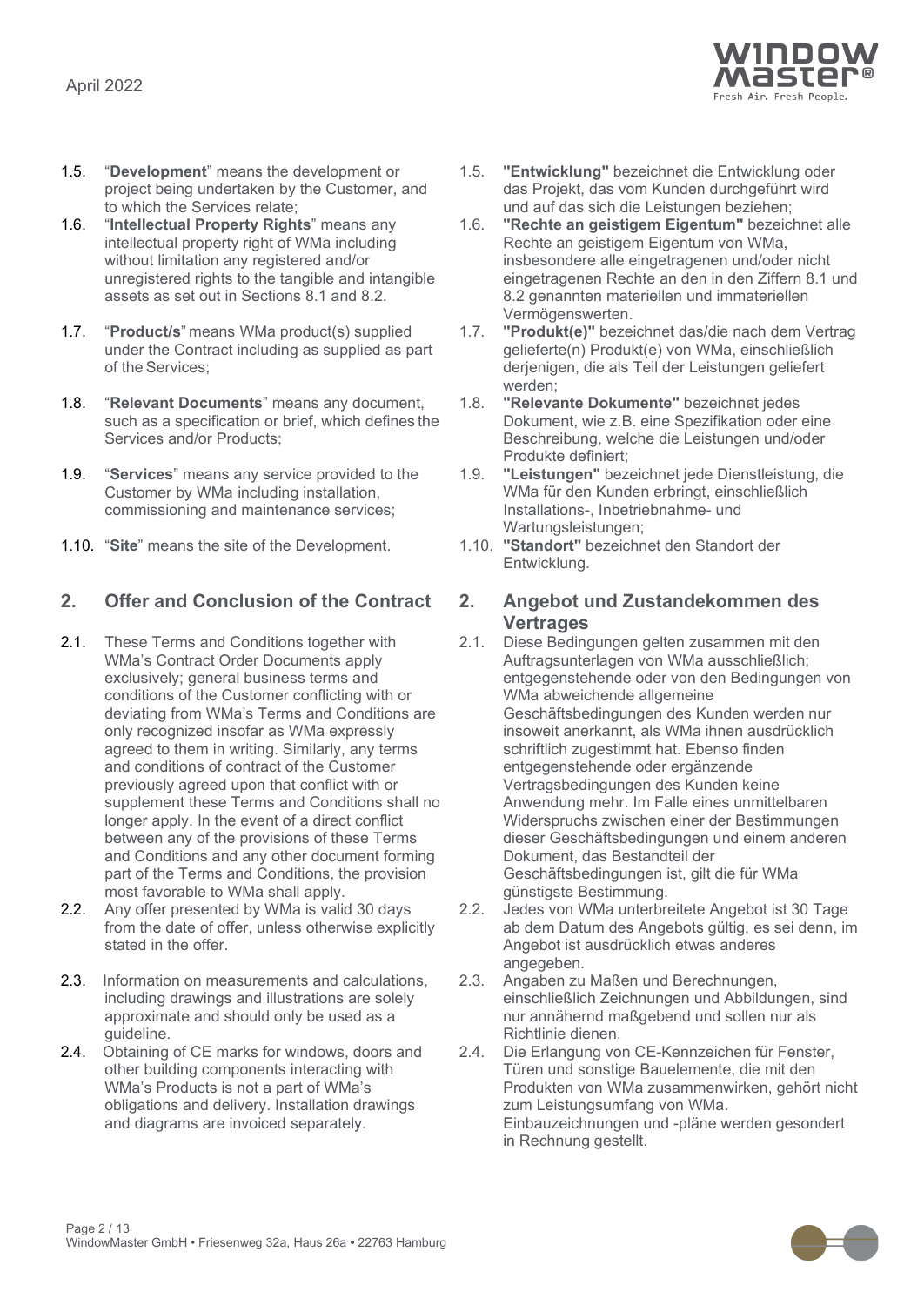1.5. "**Development**" means the development or project being undertaken by the Customer, and to which the Services relate;

1.6. "**Intellectual Property Rights**" means any intellectual property right of WMa including without limitation any registered and/or unregistered rights to the tangible and intangible assets as set out in Sections 8.1 and 8.2.

1.7. "**Product/s**" means WMa product(s) supplied under the Contract including as supplied as part of the Services;

1.8. "**Relevant Documents**" means any document, such as a specification or brief, which defines the Services and/or Products;

1.9. "**Services**" means any service provided to the Customer by WMa including installation, commissioning and maintenance services;

1.10. "**Site**" means the site of the Development.

## 2. Offer and Conclusion of the Contract

2.1. These Terms and Conditions together with WMa's Contract Order Documents apply exclusively; general business terms and conditions of the Customer conflicting with or deviating from WMa's Terms and Conditions are only recognized insofar as WMa expressly agreed to them in writing. Similarly, any terms and conditions of contract of the Customer previously agreed upon that conflict with or supplement these Terms and Conditions shall no longer apply. In the event of a direct conflict between any of the provisions of these Terms and Conditions and any other document forming part of the Terms and Conditions, the provision most favorable to WMa shall apply.

2.2. Any offer presented by WMa is valid 30 days from the date of offer, unless otherwise explicitly stated in the offer.

2.3. Information on measurements and calculations, including drawings and illustrations are solely approximate and should only be used as a guideline.

2.4. Obtaining of CE marks for windows, doors and other building components interacting with WMa's Products is not a part of WMa's obligations and delivery. Installation drawings and diagrams are invoiced separately.

1.5. **"Entwicklung"** bezeichnet die Entwicklung oder das Projekt, das vom Kunden durchgeführt wird und auf das sich die Leistungen beziehen;

1.6. **"Rechte an geistigem Eigentum"** bezeichnet alle Rechte an geistigem Eigentum von WMa, insbesondere alle eingetragenen und/oder nicht eingetragenen Rechte an den in den Ziffern 8.1 und 8.2 genannten materiellen und immateriellen Vermögenswerten.

1.7. **"Produkt(e)"** bezeichnet das/die nach dem Vertrag gelieferte(n) Produkt(e) von WMa, einschließlich derjenigen, die als Teil der Leistungen geliefert werden;

1.8. **"Relevante Dokumente"** bezeichnet jedes Dokument, wie z.B. eine Spezifikation oder eine Beschreibung, welche die Leistungen und/oder Produkte definiert;

1.9. **"Leistungen"** bezeichnet jede Dienstleistung, die WMa für den Kunden erbringt, einschließlich Installations-, Inbetriebnahme- und Wartungsleistungen;

1.10. **"Standort"** bezeichnet den Standort der Entwicklung.

## 2. Angebot und Zustandekommen des Vertrages

2.1. Diese Bedingungen gelten zusammen mit den Auftragsunterlagen von WMa ausschließlich; entgegenstehende oder von den Bedingungen von WMa abweichende allgemeine Geschäftsbedingungen des Kunden werden nur insoweit anerkannt, als WMa ihnen ausdrücklich schriftlich zugestimmt hat. Ebenso finden entgegenstehende oder ergänzende Vertragsbedingungen des Kunden keine Anwendung mehr. Im Falle eines unmittelbaren Widerspruchs zwischen einer der Bestimmungen dieser Geschäftsbedingungen und einem anderen Dokument, das Bestandteil der Geschäftsbedingungen ist, gilt die für WMa günstigste Bestimmung.

2.2. Jedes von WMa unterbreitete Angebot ist 30 Tage ab dem Datum des Angebots gültig, es sei denn, im Angebot ist ausdrücklich etwas anderes angegeben.

2.3. Angaben zu Maßen und Berechnungen, einschließlich Zeichnungen und Abbildungen, sind nur annähernd maßgebend und sollen nur als Richtlinie dienen.

2.4. Die Erlangung von CE-Kennzeichen für Fenster, Türen und sonstige Bauelemente, die mit den Produkten von WMa zusammenwirken, gehört nicht zum Leistungsumfang von WMa. Einbauzeichnungen und -pläne werden gesondert in Rechnung gestellt.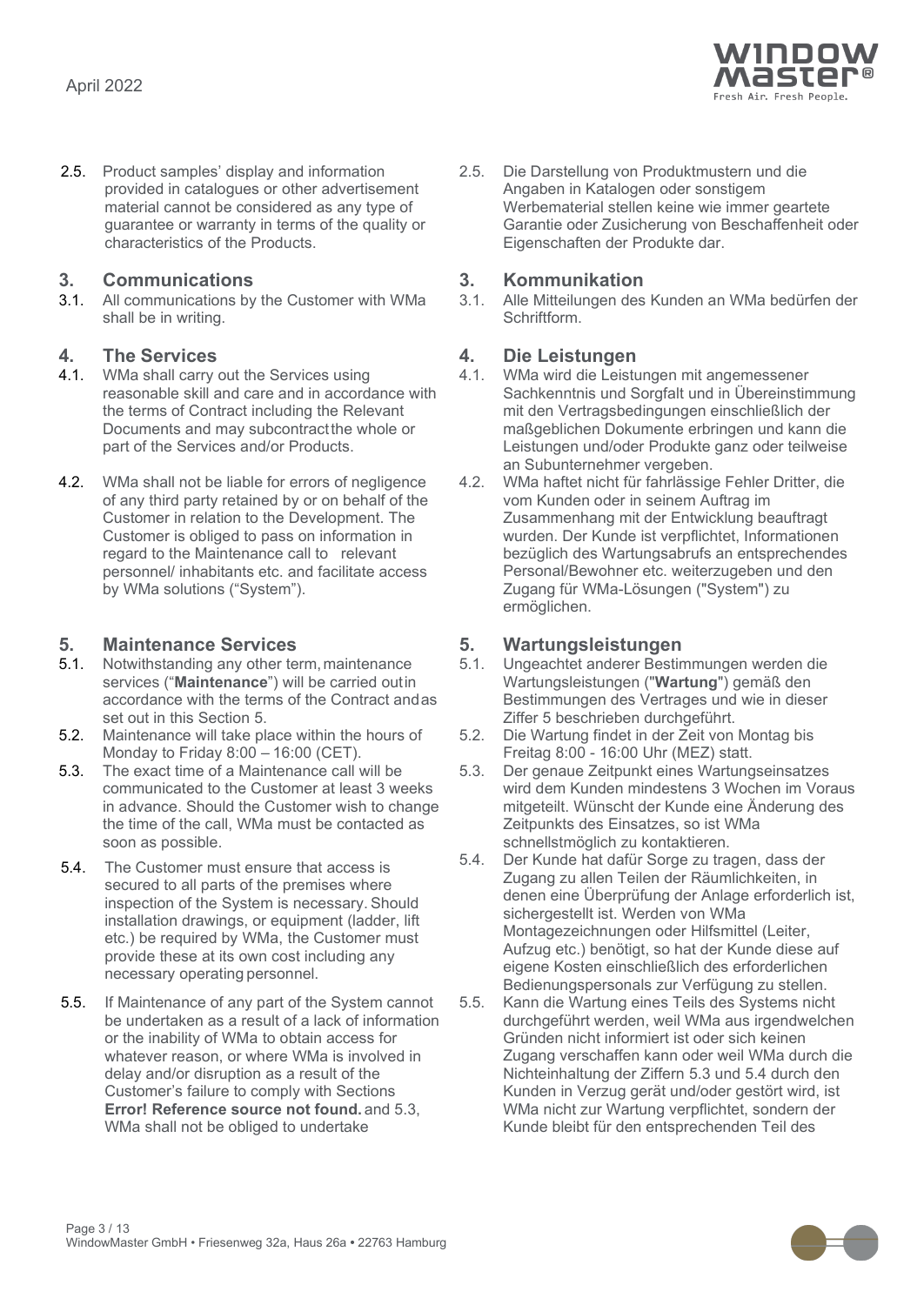2.5. Product samples' display and information provided in catalogues or other advertisement material cannot be considered as any type of guarantee or warranty in terms of the quality or characteristics of the Products.

2.5. Die Darstellung von Produktmustern und die Angaben in Katalogen oder sonstigem Werbematerial stellen keine wie immer geartete Garantie oder Zusicherung von Beschaffenheit oder Eigenschaften der Produkte dar.

## 3. Communications

3.1. All communications by the Customer with WMa shall be in writing.

## 3. Kommunikation

3.1. Alle Mitteilungen des Kunden an WMa bedürfen der Schriftform.

## 4. The Services

4.1. WMa shall carry out the Services using reasonable skill and care and in accordance with the terms of Contract including the Relevant Documents and may subcontract the whole or part of the Services and/or Products.

4.2. WMa shall not be liable for errors of negligence of any third party retained by or on behalf of the Customer in relation to the Development. The Customer is obliged to pass on information in regard to the Maintenance call to relevant personnel/ inhabitants etc. and facilitate access by WMa solutions ("System").

## 4. Die Leistungen

4.1. WMa wird die Leistungen mit angemessener Sachkenntnis und Sorgfalt und in Übereinstimmung mit den Vertragsbedingungen einschließlich der maßgeblichen Dokumente erbringen und kann die Leistungen und/oder Produkte ganz oder teilweise an Subunternehmer vergeben.

4.2. WMa haftet nicht für fahrlässige Fehler Dritter, die vom Kunden oder in seinem Auftrag im Zusammenhang mit der Entwicklung beauftragt wurden. Der Kunde ist verpflichtet, Informationen bezüglich des Wartungsabrufs an entsprechendes Personal/Bewohner etc. weiterzugeben und den Zugang für WMa-Lösungen ("System") zu ermöglichen.

## 5. Maintenance Services

5.1. Notwithstanding any other term, maintenance services ("**Maintenance**") will be carried out in accordance with the terms of the Contract and as set out in this Section 5.

5.2. Maintenance will take place within the hours of Monday to Friday 8:00 – 16:00 (CET).

5.3. The exact time of a Maintenance call will be communicated to the Customer at least 3 weeks in advance. Should the Customer wish to change the time of the call, WMa must be contacted as soon as possible.

5.4. The Customer must ensure that access is secured to all parts of the premises where inspection of the System is necessary. Should installation drawings, or equipment (ladder, lift etc.) be required by WMa, the Customer must provide these at its own cost including any necessary operating personnel.

5.5. If Maintenance of any part of the System cannot be undertaken as a result of a lack of information or the inability of WMa to obtain access for whatever reason, or where WMa is involved in delay and/or disruption as a result of the Customer's failure to comply with Sections **Error! Reference source not found.** and 5.3, WMa shall not be obliged to undertake

## 5. Wartungsleistungen

5.1. Ungeachtet anderer Bestimmungen werden die Wartungsleistungen ("**Wartung**") gemäß den Bestimmungen des Vertrages und wie in dieser Ziffer 5 beschrieben durchgeführt.

5.2. Die Wartung findet in der Zeit von Montag bis Freitag 8:00 - 16:00 Uhr (MEZ) statt.

5.3. Der genaue Zeitpunkt eines Wartungseinsatzes wird dem Kunden mindestens 3 Wochen im Voraus mitgeteilt. Wünscht der Kunde eine Änderung des Zeitpunkts des Einsatzes, so ist WMa schnellstmöglich zu kontaktieren.

5.4. Der Kunde hat dafür Sorge zu tragen, dass der Zugang zu allen Teilen der Räumlichkeiten, in denen eine Überprüfung der Anlage erforderlich ist, sichergestellt ist. Werden von WMa Montagezeichnungen oder Hilfsmittel (Leiter, Aufzug etc.) benötigt, so hat der Kunde diese auf eigene Kosten einschließlich des erforderlichen Bedienungspersonals zur Verfügung zu stellen.

5.5. Kann die Wartung eines Teils des Systems nicht durchgeführt werden, weil WMa aus irgendwelchen Gründen nicht informiert ist oder sich keinen Zugang verschaffen kann oder weil WMa durch die Nichteinhaltung der Ziffern 5.3 und 5.4 durch den Kunden in Verzug gerät und/oder gestört wird, ist WMa nicht zur Wartung verpflichtet, sondern der Kunde bleibt für den entsprechenden Teil des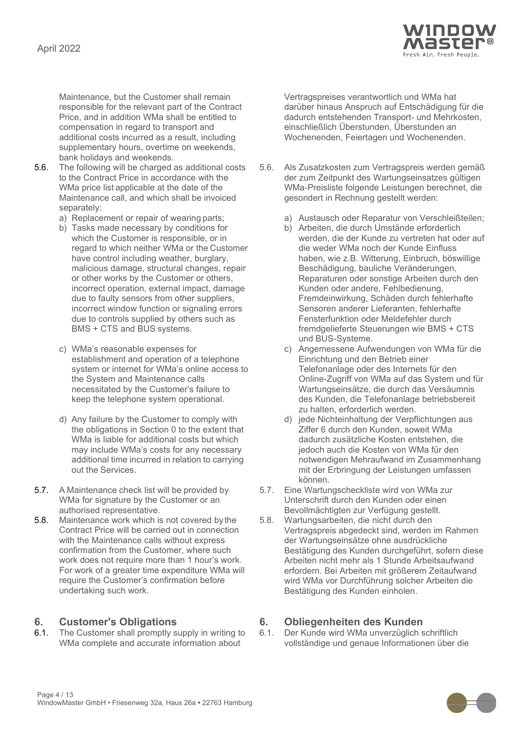Maintenance, but the Customer shall remain responsible for the relevant part of the Contract Price, and in addition WMa shall be entitled to compensation in regard to transport and additional costs incurred as a result, including supplementary hours, overtime on weekends, bank holidays and weekends.

5.6. The following will be charged as additional costs to the Contract Price in accordance with the WMa price list applicable at the date of the Maintenance call, and which shall be invoiced separately:

a) Replacement or repair of wearing parts;
b) Tasks made necessary by conditions for which the Customer is responsible, or in regard to which neither WMa or the Customer have control including weather, burglary, malicious damage, structural changes, repair or other works by the Customer or others, incorrect operation, external impact, damage due to faulty sensors from other suppliers, incorrect window function or signaling errors due to controls supplied by others such as BMS + CTS and BUS systems.
c) WMa's reasonable expenses for establishment and operation of a telephone system or internet for WMa's online access to the System and Maintenance calls necessitated by the Customer's failure to keep the telephone system operational.
d) Any failure by the Customer to comply with the obligations in Section 0 to the extent that WMa is liable for additional costs but which may include WMa's costs for any necessary additional time incurred in relation to carrying out the Services.

5.7. A Maintenance check list will be provided by WMa for signature by the Customer or an authorised representative.

5.8. Maintenance work which is not covered by the Contract Price will be carried out in connection with the Maintenance calls without express confirmation from the Customer, where such work does not require more than 1 hour's work. For work of a greater time expenditure WMa will require the Customer's confirmation before undertaking such work.

## 6. Customer's Obligations

6.1. The Customer shall promptly supply in writing to WMa complete and accurate information about

Vertragspreises verantwortlich und WMa hat darüber hinaus Anspruch auf Entschädigung für die dadurch entstehenden Transport- und Mehrkosten, einschließlich Überstunden, Überstunden an Wochenenden, Feiertagen und Wochenenden.

5.6. Als Zusatzkosten zum Vertragspreis werden gemäß der zum Zeitpunkt des Wartungseinsatzes gültigen WMa-Preisliste folgende Leistungen berechnet, die gesondert in Rechnung gestellt werden:

a) Austausch oder Reparatur von Verschleißteilen;
b) Arbeiten, die durch Umstände erforderlich werden, die der Kunde zu vertreten hat oder auf die weder WMa noch der Kunde Einfluss haben, wie z.B. Witterung, Einbruch, böswillige Beschädigung, bauliche Veränderungen, Reparaturen oder sonstige Arbeiten durch den Kunden oder andere, Fehlbedienung, Fremdeinwirkung, Schäden durch fehlerhafte Sensoren anderer Lieferanten, fehlerhafte Fensterfunktion oder Meldefehler durch fremdgelieferte Steuerungen wie BMS + CTS und BUS-Systeme.
c) Angemessene Aufwendungen von WMa für die Einrichtung und den Betrieb einer Telefonanlage oder des Internets für den Online-Zugriff von WMa auf das System und für Wartungseinsätze, die durch das Versäumnis des Kunden, die Telefonanlage betriebsbereit zu halten, erforderlich werden.
d) jede Nichteinhaltung der Verpflichtungen aus Ziffer 6 durch den Kunden, soweit WMa dadurch zusätzliche Kosten entstehen, die jedoch auch die Kosten von WMa für den notwendigen Mehraufwand im Zusammenhang mit der Erbringung der Leistungen umfassen können.

5.7. Eine Wartungscheckliste wird von WMa zur Unterschrift durch den Kunden oder einen Bevollmächtigten zur Verfügung gestellt.

5.8. Wartungsarbeiten, die nicht durch den Vertragspreis abgedeckt sind, werden im Rahmen der Wartungseinsätze ohne ausdrückliche Bestätigung des Kunden durchgeführt, sofern diese Arbeiten nicht mehr als 1 Stunde Arbeitsaufwand erfordern. Bei Arbeiten mit größerem Zeitaufwand wird WMa vor Durchführung solcher Arbeiten die Bestätigung des Kunden einholen.

## 6. Obliegenheiten des Kunden

6.1. Der Kunde wird WMa unverzüglich schriftlich vollständige und genaue Informationen über die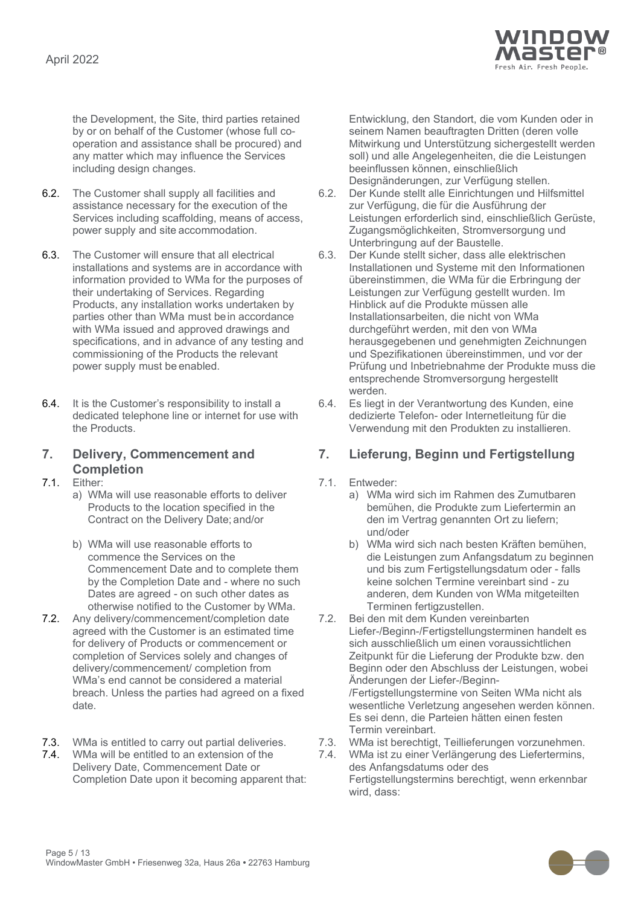the Development, the Site, third parties retained by or on behalf of the Customer (whose full co-operation and assistance shall be procured) and any matter which may influence the Services including design changes.

6.2. The Customer shall supply all facilities and assistance necessary for the execution of the Services including scaffolding, means of access, power supply and site accommodation.

6.3. The Customer will ensure that all electrical installations and systems are in accordance with information provided to WMa for the purposes of their undertaking of Services. Regarding Products, any installation works undertaken by parties other than WMa must be in accordance with WMa issued and approved drawings and specifications, and in advance of any testing and commissioning of the Products the relevant power supply must be enabled.

6.4. It is the Customer's responsibility to install a dedicated telephone line or internet for use with the Products.

## 7. Delivery, Commencement and Completion

7.1. Either:

a) WMa will use reasonable efforts to deliver Products to the location specified in the Contract on the Delivery Date; and/or

b) WMa will use reasonable efforts to commence the Services on the Commencement Date and to complete them by the Completion Date and - where no such Dates are agreed - on such other dates as otherwise notified to the Customer by WMa.

7.2. Any delivery/commencement/completion date agreed with the Customer is an estimated time for delivery of Products or commencement or completion of Services solely and changes of delivery/commencement/ completion from WMa's end cannot be considered a material breach. Unless the parties had agreed on a fixed date.

7.3. WMa is entitled to carry out partial deliveries.

7.4. WMa will be entitled to an extension of the Delivery Date, Commencement Date or Completion Date upon it becoming apparent that:

Entwicklung, den Standort, die vom Kunden oder in seinem Namen beauftragten Dritten (deren volle Mitwirkung und Unterstützung sichergestellt werden soll) und alle Angelegenheiten, die die Leistungen beeinflussen können, einschließlich Designänderungen, zur Verfügung stellen.

6.2. Der Kunde stellt alle Einrichtungen und Hilfsmittel zur Verfügung, die für die Ausführung der Leistungen erforderlich sind, einschließlich Gerüste, Zugangsmöglichkeiten, Stromversorgung und Unterbringung auf der Baustelle.

6.3. Der Kunde stellt sicher, dass alle elektrischen Installationen und Systeme mit den Informationen übereinstimmen, die WMa für die Erbringung der Leistungen zur Verfügung gestellt wurden. Im Hinblick auf die Produkte müssen alle Installationsarbeiten, die nicht von WMa durchgeführt werden, mit den von WMa herausgegebenen und genehmigten Zeichnungen und Spezifikationen übereinstimmen, und vor der Prüfung und Inbetriebnahme der Produkte muss die entsprechende Stromversorgung hergestellt werden.

6.4. Es liegt in der Verantwortung des Kunden, eine dedizierte Telefon- oder Internetleitung für die Verwendung mit den Produkten zu installieren.

## 7. Lieferung, Beginn und Fertigstellung

7.1. Entweder:

a) WMa wird sich im Rahmen des Zumutbaren bemühen, die Produkte zum Liefertermin an den im Vertrag genannten Ort zu liefern; und/oder

b) WMa wird sich nach besten Kräften bemühen, die Leistungen zum Anfangsdatum zu beginnen und bis zum Fertigstellungsdatum oder - falls keine solchen Termine vereinbart sind - zu anderen, dem Kunden von WMa mitgeteilten Terminen fertigzustellen.

7.2. Bei den mit dem Kunden vereinbarten Liefer-/Beginn-/Fertigstellungsterminen handelt es sich ausschließlich um einen voraussichtlichen Zeitpunkt für die Lieferung der Produkte bzw. den Beginn oder den Abschluss der Leistungen, wobei Änderungen der Liefer-/Beginn-/Fertigstellungstermine von Seiten WMa nicht als wesentliche Verletzung angesehen werden können. Es sei denn, die Parteien hätten einen festen Termin vereinbart.

7.3. WMa ist berechtigt, Teillieferungen vorzunehmen.

7.4. WMa ist zu einer Verlängerung des Liefertermins, des Anfangsdatums oder des Fertigstellungstermins berechtigt, wenn erkennbar wird, dass: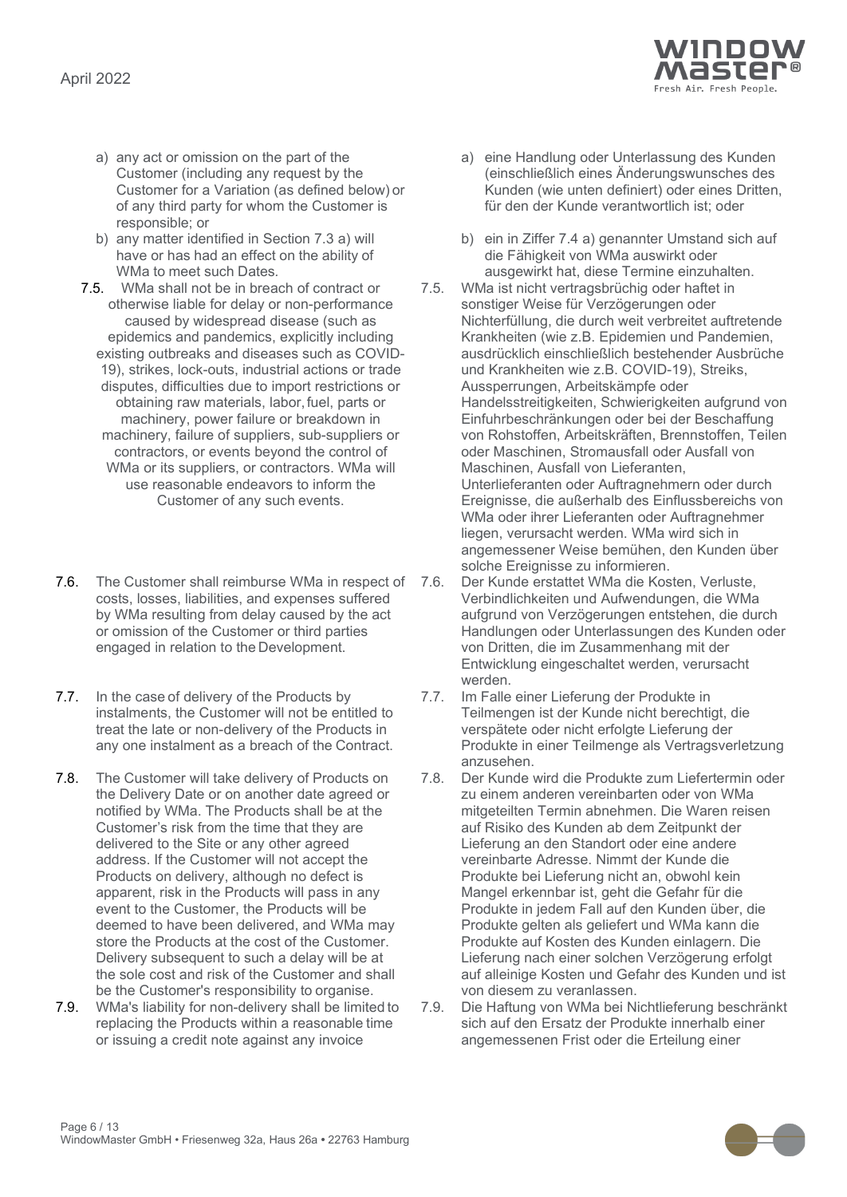a) any act or omission on the part of the Customer (including any request by the Customer for a Variation (as defined below) or of any third party for whom the Customer is responsible; or

b) any matter identified in Section 7.3 a) will have or has had an effect on the ability of WMa to meet such Dates.

7.5. WMa shall not be in breach of contract or otherwise liable for delay or non-performance caused by widespread disease (such as epidemics and pandemics, explicitly including existing outbreaks and diseases such as COVID-19), strikes, lock-outs, industrial actions or trade disputes, difficulties due to import restrictions or obtaining raw materials, labor, fuel, parts or machinery, power failure or breakdown in machinery, failure of suppliers, sub-suppliers or contractors, or events beyond the control of WMa or its suppliers, or contractors. WMa will use reasonable endeavors to inform the Customer of any such events.

7.6. The Customer shall reimburse WMa in respect of costs, losses, liabilities, and expenses suffered by WMa resulting from delay caused by the act or omission of the Customer or third parties engaged in relation to the Development.

7.7. In the case of delivery of the Products by instalments, the Customer will not be entitled to treat the late or non-delivery of the Products in any one instalment as a breach of the Contract.

7.8. The Customer will take delivery of Products on the Delivery Date or on another date agreed or notified by WMa. The Products shall be at the Customer's risk from the time that they are delivered to the Site or any other agreed address. If the Customer will not accept the Products on delivery, although no defect is apparent, risk in the Products will pass in any event to the Customer, the Products will be deemed to have been delivered, and WMa may store the Products at the cost of the Customer. Delivery subsequent to such a delay will be at the sole cost and risk of the Customer and shall be the Customer's responsibility to organise.

7.9. WMa's liability for non-delivery shall be limited to replacing the Products within a reasonable time or issuing a credit note against any invoice

a) eine Handlung oder Unterlassung des Kunden (einschließlich eines Änderungswunsches des Kunden (wie unten definiert) oder eines Dritten, für den der Kunde verantwortlich ist; oder

b) ein in Ziffer 7.4 a) genannter Umstand sich auf die Fähigkeit von WMa auswirkt oder ausgewirkt hat, diese Termine einzuhalten.

7.5. WMa ist nicht vertragsbrüchig oder haftet in sonstiger Weise für Verzögerungen oder Nichterfüllung, die durch weit verbreitet auftretende Krankheiten (wie z.B. Epidemien und Pandemien, ausdrücklich einschließlich bestehender Ausbrüche und Krankheiten wie z.B. COVID-19), Streiks, Aussperrungen, Arbeitskämpfe oder Handelsstreitigkeiten, Schwierigkeiten aufgrund von Einfuhrbeschränkungen oder bei der Beschaffung von Rohstoffen, Arbeitskräften, Brennstoffen, Teilen oder Maschinen, Stromausfall oder Ausfall von Maschinen, Ausfall von Lieferanten, Unterlieferanten oder Auftragnehmern oder durch Ereignisse, die außerhalb des Einflussbereichs von WMa oder ihrer Lieferanten oder Auftragnehmer liegen, verursacht werden. WMa wird sich in angemessener Weise bemühen, den Kunden über solche Ereignisse zu informieren.

7.6. Der Kunde erstattet WMa die Kosten, Verluste, Verbindlichkeiten und Aufwendungen, die WMa aufgrund von Verzögerungen entstehen, die durch Handlungen oder Unterlassungen des Kunden oder von Dritten, die im Zusammenhang mit der Entwicklung eingeschaltet werden, verursacht werden.

7.7. Im Falle einer Lieferung der Produkte in Teilmengen ist der Kunde nicht berechtigt, die verspätete oder nicht erfolgte Lieferung der Produkte in einer Teilmenge als Vertragsverletzung anzusehen.

7.8. Der Kunde wird die Produkte zum Liefertermin oder zu einem anderen vereinbarten oder von WMa mitgeteilten Termin abnehmen. Die Waren reisen auf Risiko des Kunden ab dem Zeitpunkt der Lieferung an den Standort oder eine andere vereinbarte Adresse. Nimmt der Kunde die Produkte bei Lieferung nicht an, obwohl kein Mangel erkennbar ist, geht die Gefahr für die Produkte in jedem Fall auf den Kunden über, die Produkte gelten als geliefert und WMa kann die Produkte auf Kosten des Kunden einlagern. Die Lieferung nach einer solchen Verzögerung erfolgt auf alleinige Kosten und Gefahr des Kunden und ist von diesem zu veranlassen.

7.9. Die Haftung von WMa bei Nichtlieferung beschränkt sich auf den Ersatz der Produkte innerhalb einer angemessenen Frist oder die Erteilung einer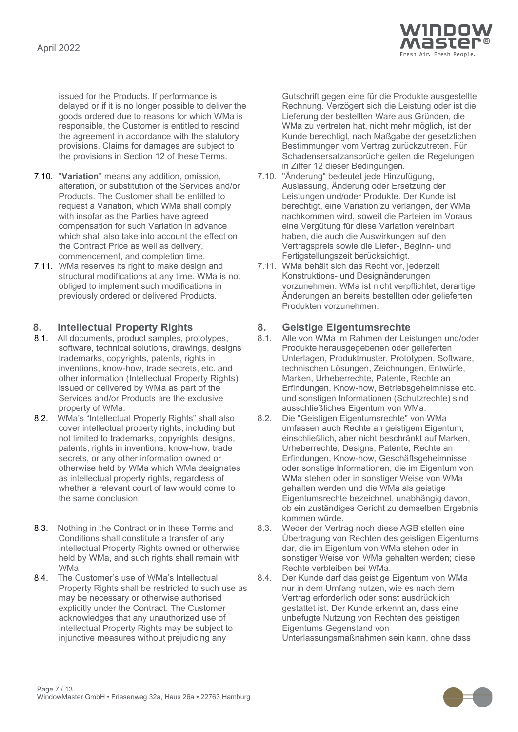issued for the Products. If performance is delayed or if it is no longer possible to deliver the goods ordered due to reasons for which WMa is responsible, the Customer is entitled to rescind the agreement in accordance with the statutory provisions. Claims for damages are subject to the provisions in Section 12 of these Terms.

7.10. "**Variation**" means any addition, omission, alteration, or substitution of the Services and/or Products. The Customer shall be entitled to request a Variation, which WMa shall comply with insofar as the Parties have agreed compensation for such Variation in advance which shall also take into account the effect on the Contract Price as well as delivery, commencement, and completion time.

7.11. WMa reserves its right to make design and structural modifications at any time. WMa is not obliged to implement such modifications in previously ordered or delivered Products.

## 8. Intellectual Property Rights

8.1. All documents, product samples, prototypes, software, technical solutions, drawings, designs trademarks, copyrights, patents, rights in inventions, know-how, trade secrets, etc. and other information (Intellectual Property Rights) issued or delivered by WMa as part of the Services and/or Products are the exclusive property of WMa.

8.2. WMa's "Intellectual Property Rights" shall also cover intellectual property rights, including but not limited to trademarks, copyrights, designs, patents, rights in inventions, know-how, trade secrets, or any other information owned or otherwise held by WMa which WMa designates as intellectual property rights, regardless of whether a relevant court of law would come to the same conclusion.

8.3. Nothing in the Contract or in these Terms and Conditions shall constitute a transfer of any Intellectual Property Rights owned or otherwise held by WMa, and such rights shall remain with WMa.

8.4. The Customer's use of WMa's Intellectual Property Rights shall be restricted to such use as may be necessary or otherwise authorised explicitly under the Contract. The Customer acknowledges that any unauthorized use of Intellectual Property Rights may be subject to injunctive measures without prejudicing any

Gutschrift gegen eine für die Produkte ausgestellte Rechnung. Verzögert sich die Leistung oder ist die Lieferung der bestellten Ware aus Gründen, die WMa zu vertreten hat, nicht mehr möglich, ist der Kunde berechtigt, nach Maßgabe der gesetzlichen Bestimmungen vom Vertrag zurückzutreten. Für Schadensersatzansprüche gelten die Regelungen in Ziffer 12 dieser Bedingungen.

7.10. "Änderung" bedeutet jede Hinzufügung, Auslassung, Änderung oder Ersetzung der Leistungen und/oder Produkte. Der Kunde ist berechtigt, eine Variation zu verlangen, der WMa nachkommen wird, soweit die Parteien im Voraus eine Vergütung für diese Variation vereinbart haben, die auch die Auswirkungen auf den Vertragspreis sowie die Liefer-, Beginn- und Fertigstellungszeit berücksichtigt.

7.11. WMa behält sich das Recht vor, jederzeit Konstruktions- und Designänderungen vorzunehmen. WMa ist nicht verpflichtet, derartige Änderungen an bereits bestellten oder gelieferten Produkten vorzunehmen.

## 8. Geistige Eigentumsrechte

8.1. Alle von WMa im Rahmen der Leistungen und/oder Produkte herausgegebenen oder gelieferten Unterlagen, Produktmuster, Prototypen, Software, technischen Lösungen, Zeichnungen, Entwürfe, Marken, Urheberrechte, Patente, Rechte an Erfindungen, Know-how, Betriebsgeheimnisse etc. und sonstigen Informationen (Schutzrechte) sind ausschließliches Eigentum von WMa.

8.2. Die "Geistigen Eigentumsrechte" von WMa umfassen auch Rechte an geistigem Eigentum, einschließlich, aber nicht beschränkt auf Marken, Urheberrechte, Designs, Patente, Rechte an Erfindungen, Know-how, Geschäftsgeheimnisse oder sonstige Informationen, die im Eigentum von WMa stehen oder in sonstiger Weise von WMa gehalten werden und die WMa als geistige Eigentumsrechte bezeichnet, unabhängig davon, ob ein zuständiges Gericht zu demselben Ergebnis kommen würde.

8.3. Weder der Vertrag noch diese AGB stellen eine Übertragung von Rechten des geistigen Eigentums dar, die im Eigentum von WMa stehen oder in sonstiger Weise von WMa gehalten werden; diese Rechte verbleiben bei WMa.

8.4. Der Kunde darf das geistige Eigentum von WMa nur in dem Umfang nutzen, wie es nach dem Vertrag erforderlich oder sonst ausdrücklich gestattet ist. Der Kunde erkennt an, dass eine unbefugte Nutzung von Rechten des geistigen Eigentums Gegenstand von Unterlassungsmaßnahmen sein kann, ohne dass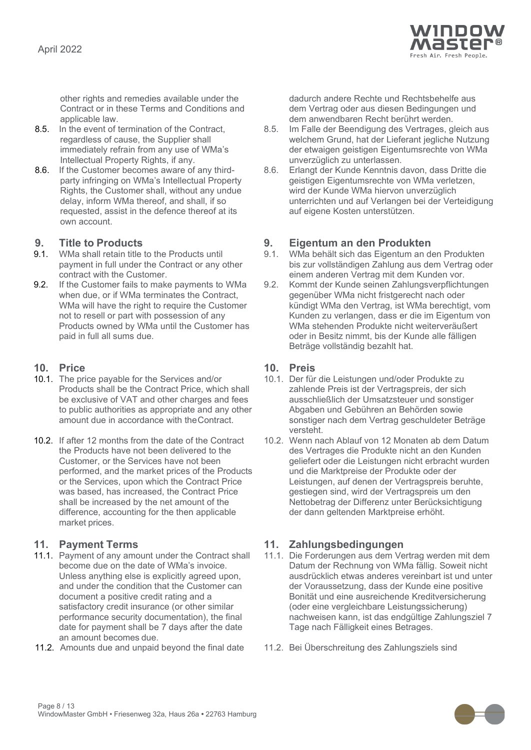other rights and remedies available under the Contract or in these Terms and Conditions and applicable law.

8.5. In the event of termination of the Contract, regardless of cause, the Supplier shall immediately refrain from any use of WMa's Intellectual Property Rights, if any.

8.6. If the Customer becomes aware of any third-party infringing on WMa's Intellectual Property Rights, the Customer shall, without any undue delay, inform WMa thereof, and shall, if so requested, assist in the defence thereof at its own account.

## 9. Title to Products

9.1. WMa shall retain title to the Products until payment in full under the Contract or any other contract with the Customer.

9.2. If the Customer fails to make payments to WMa when due, or if WMa terminates the Contract, WMa will have the right to require the Customer not to resell or part with possession of any Products owned by WMa until the Customer has paid in full all sums due.

## 10. Price

10.1. The price payable for the Services and/or Products shall be the Contract Price, which shall be exclusive of VAT and other charges and fees to public authorities as appropriate and any other amount due in accordance with the Contract.

10.2. If after 12 months from the date of the Contract the Products have not been delivered to the Customer, or the Services have not been performed, and the market prices of the Products or the Services, upon which the Contract Price was based, has increased, the Contract Price shall be increased by the net amount of the difference, accounting for the then applicable market prices.

## 11. Payment Terms

11.1. Payment of any amount under the Contract shall become due on the date of WMa's invoice. Unless anything else is explicitly agreed upon, and under the condition that the Customer can document a positive credit rating and a satisfactory credit insurance (or other similar performance security documentation), the final date for payment shall be 7 days after the date an amount becomes due.

11.2. Amounts due and unpaid beyond the final date

dadurch andere Rechte und Rechtsbehelfe aus dem Vertrag oder aus diesen Bedingungen und dem anwendbaren Recht berührt werden.

8.5. Im Falle der Beendigung des Vertrages, gleich aus welchem Grund, hat der Lieferant jegliche Nutzung der etwaigen geistigen Eigentumsrechte von WMa unverzüglich zu unterlassen.

8.6. Erlangt der Kunde Kenntnis davon, dass Dritte die geistigen Eigentumsrechte von WMa verletzen, wird der Kunde WMa hiervon unverzüglich unterrichten und auf Verlangen bei der Verteidigung auf eigene Kosten unterstützen.

## 9. Eigentum an den Produkten

9.1. WMa behält sich das Eigentum an den Produkten bis zur vollständigen Zahlung aus dem Vertrag oder einem anderen Vertrag mit dem Kunden vor.

9.2. Kommt der Kunde seinen Zahlungsverpflichtungen gegenüber WMa nicht fristgerecht nach oder kündigt WMa den Vertrag, ist WMa berechtigt, vom Kunden zu verlangen, dass er die im Eigentum von WMa stehenden Produkte nicht weiterveräußert oder in Besitz nimmt, bis der Kunde alle fälligen Beträge vollständig bezahlt hat.

## 10. Preis

10.1. Der für die Leistungen und/oder Produkte zu zahlende Preis ist der Vertragspreis, der sich ausschließlich der Umsatzsteuer und sonstiger Abgaben und Gebühren an Behörden sowie sonstiger nach dem Vertrag geschuldeter Beträge versteht.

10.2. Wenn nach Ablauf von 12 Monaten ab dem Datum des Vertrages die Produkte nicht an den Kunden geliefert oder die Leistungen nicht erbracht wurden und die Marktpreise der Produkte oder der Leistungen, auf denen der Vertragspreis beruhte, gestiegen sind, wird der Vertragspreis um den Nettobetrag der Differenz unter Berücksichtigung der dann geltenden Marktpreise erhöht.

## 11. Zahlungsbedingungen

11.1. Die Forderungen aus dem Vertrag werden mit dem Datum der Rechnung von WMa fällig. Soweit nicht ausdrücklich etwas anderes vereinbart ist und unter der Voraussetzung, dass der Kunde eine positive Bonität und eine ausreichende Kreditversicherung (oder eine vergleichbare Leistungssicherung) nachweisen kann, ist das endgültige Zahlungsziel 7 Tage nach Fälligkeit eines Betrages.

11.2. Bei Überschreitung des Zahlungsziels sind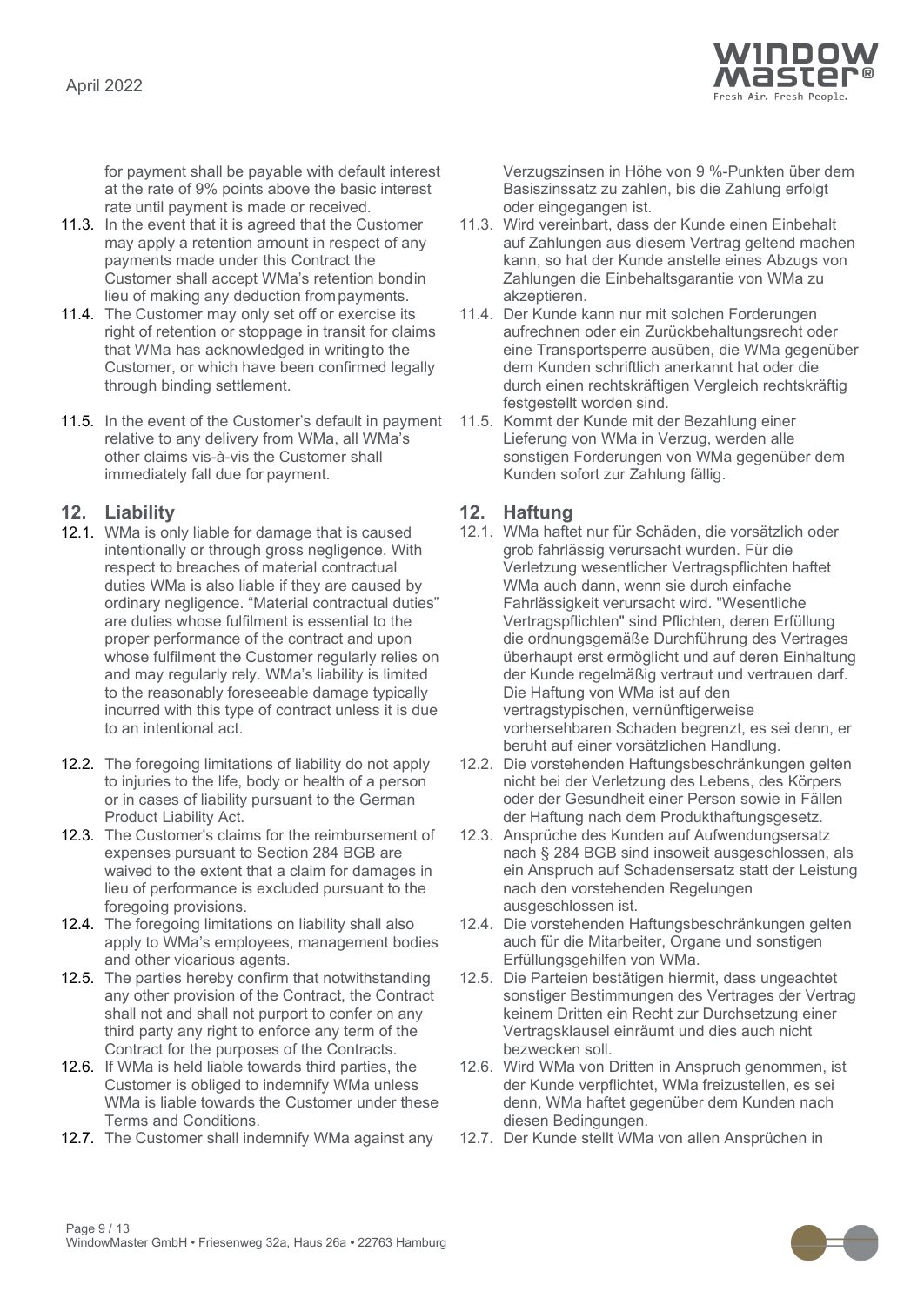for payment shall be payable with default interest at the rate of 9% points above the basic interest rate until payment is made or received.

11.3. In the event that it is agreed that the Customer may apply a retention amount in respect of any payments made under this Contract the Customer shall accept WMa's retention bond in lieu of making any deduction from payments.

11.4. The Customer may only set off or exercise its right of retention or stoppage in transit for claims that WMa has acknowledged in writing to the Customer, or which have been confirmed legally through binding settlement.

11.5. In the event of the Customer's default in payment relative to any delivery from WMa, all WMa's other claims vis-à-vis the Customer shall immediately fall due for payment.

## 12. Liability

12.1. WMa is only liable for damage that is caused intentionally or through gross negligence. With respect to breaches of material contractual duties WMa is also liable if they are caused by ordinary negligence. "Material contractual duties" are duties whose fulfilment is essential to the proper performance of the contract and upon whose fulfilment the Customer regularly relies on and may regularly rely. WMa's liability is limited to the reasonably foreseeable damage typically incurred with this type of contract unless it is due to an intentional act.

12.2. The foregoing limitations of liability do not apply to injuries to the life, body or health of a person or in cases of liability pursuant to the German Product Liability Act.

12.3. The Customer's claims for the reimbursement of expenses pursuant to Section 284 BGB are waived to the extent that a claim for damages in lieu of performance is excluded pursuant to the foregoing provisions.

12.4. The foregoing limitations on liability shall also apply to WMa's employees, management bodies and other vicarious agents.

12.5. The parties hereby confirm that notwithstanding any other provision of the Contract, the Contract shall not and shall not purport to confer on any third party any right to enforce any term of the Contract for the purposes of the Contracts.

12.6. If WMa is held liable towards third parties, the Customer is obliged to indemnify WMa unless WMa is liable towards the Customer under these Terms and Conditions.

12.7. The Customer shall indemnify WMa against any

Verzugszinsen in Höhe von 9 %-Punkten über dem Basiszinssatz zu zahlen, bis die Zahlung erfolgt oder eingegangen ist.

11.3. Wird vereinbart, dass der Kunde einen Einbehalt auf Zahlungen aus diesem Vertrag geltend machen kann, so hat der Kunde anstelle eines Abzugs von Zahlungen die Einbehaltsgarantie von WMa zu akzeptieren.

11.4. Der Kunde kann nur mit solchen Forderungen aufrechnen oder ein Zurückbehaltungsrecht oder eine Transportsperre ausüben, die WMa gegenüber dem Kunden schriftlich anerkannt hat oder die durch einen rechtskräftigen Vergleich rechtskräftig festgestellt worden sind.

11.5. Kommt der Kunde mit der Bezahlung einer Lieferung von WMa in Verzug, werden alle sonstigen Forderungen von WMa gegenüber dem Kunden sofort zur Zahlung fällig.

## 12. Haftung

12.1. WMa haftet nur für Schäden, die vorsätzlich oder grob fahrlässig verursacht wurden. Für die Verletzung wesentlicher Vertragspflichten haftet WMa auch dann, wenn sie durch einfache Fahrlässigkeit verursacht wird. "Wesentliche Vertragspflichten" sind Pflichten, deren Erfüllung die ordnungsgemäße Durchführung des Vertrages überhaupt erst ermöglicht und auf deren Einhaltung der Kunde regelmäßig vertraut und vertrauen darf. Die Haftung von WMa ist auf den vertragstypischen, vernünftigerweise vorhersehbaren Schaden begrenzt, es sei denn, er beruht auf einer vorsätzlichen Handlung.

12.2. Die vorstehenden Haftungsbeschränkungen gelten nicht bei der Verletzung des Lebens, des Körpers oder der Gesundheit einer Person sowie in Fällen der Haftung nach dem Produkthaftungsgesetz.

12.3. Ansprüche des Kunden auf Aufwendungsersatz nach § 284 BGB sind insoweit ausgeschlossen, als ein Anspruch auf Schadensersatz statt der Leistung nach den vorstehenden Regelungen ausgeschlossen ist.

12.4. Die vorstehenden Haftungsbeschränkungen gelten auch für die Mitarbeiter, Organe und sonstigen Erfüllungsgehilfen von WMa.

12.5. Die Parteien bestätigen hiermit, dass ungeachtet sonstiger Bestimmungen des Vertrages der Vertrag keinem Dritten ein Recht zur Durchsetzung einer Vertragsklausel einräumt und dies auch nicht bezwecken soll.

12.6. Wird WMa von Dritten in Anspruch genommen, ist der Kunde verpflichtet, WMa freizustellen, es sei denn, WMa haftet gegenüber dem Kunden nach diesen Bedingungen.

12.7. Der Kunde stellt WMa von allen Ansprüchen in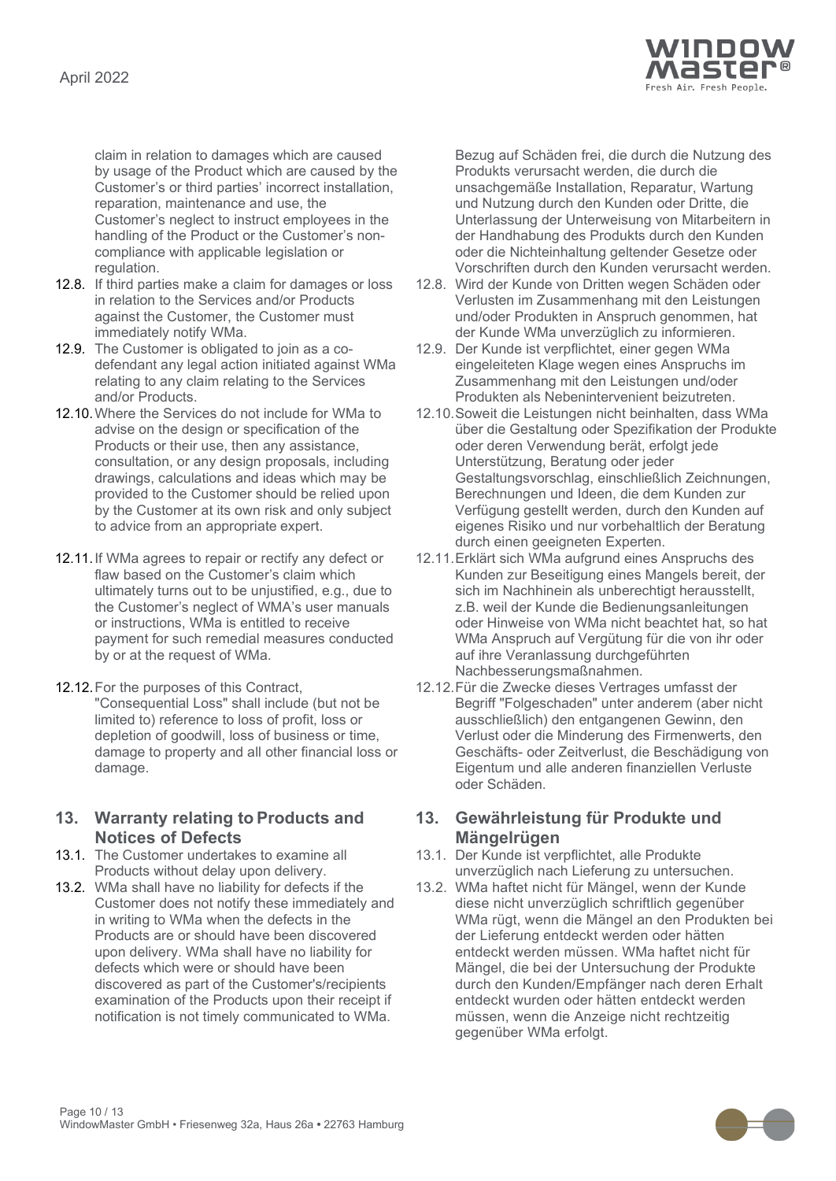claim in relation to damages which are caused by usage of the Product which are caused by the Customer's or third parties' incorrect installation, reparation, maintenance and use, the Customer's neglect to instruct employees in the handling of the Product or the Customer's non-compliance with applicable legislation or regulation.

12.8. If third parties make a claim for damages or loss in relation to the Services and/or Products against the Customer, the Customer must immediately notify WMa.

12.9. The Customer is obligated to join as a co-defendant any legal action initiated against WMa relating to any claim relating to the Services and/or Products.

12.10. Where the Services do not include for WMa to advise on the design or specification of the Products or their use, then any assistance, consultation, or any design proposals, including drawings, calculations and ideas which may be provided to the Customer should be relied upon by the Customer at its own risk and only subject to advice from an appropriate expert.

12.11. If WMa agrees to repair or rectify any defect or flaw based on the Customer's claim which ultimately turns out to be unjustified, e.g., due to the Customer's neglect of WMA's user manuals or instructions, WMa is entitled to receive payment for such remedial measures conducted by or at the request of WMa.

12.12. For the purposes of this Contract, "Consequential Loss" shall include (but not be limited to) reference to loss of profit, loss or depletion of goodwill, loss of business or time, damage to property and all other financial loss or damage.

## 13. Warranty relating to Products and Notices of Defects

13.1. The Customer undertakes to examine all Products without delay upon delivery.

13.2. WMa shall have no liability for defects if the Customer does not notify these immediately and in writing to WMa when the defects in the Products are or should have been discovered upon delivery. WMa shall have no liability for defects which were or should have been discovered as part of the Customer's/recipients examination of the Products upon their receipt if notification is not timely communicated to WMa.

Bezug auf Schäden frei, die durch die Nutzung des Produkts verursacht werden, die durch die unsachgemäße Installation, Reparatur, Wartung und Nutzung durch den Kunden oder Dritte, die Unterlassung der Unterweisung von Mitarbeitern in der Handhabung des Produkts durch den Kunden oder die Nichteinhaltung geltender Gesetze oder Vorschriften durch den Kunden verursacht werden.

12.8. Wird der Kunde von Dritten wegen Schäden oder Verlusten im Zusammenhang mit den Leistungen und/oder Produkten in Anspruch genommen, hat der Kunde WMa unverzüglich zu informieren.

12.9. Der Kunde ist verpflichtet, einer gegen WMa eingeleiteten Klage wegen eines Anspruchs im Zusammenhang mit den Leistungen und/oder Produkten als Nebenintervenient beizutreten.

12.10. Soweit die Leistungen nicht beinhalten, dass WMa über die Gestaltung oder Spezifikation der Produkte oder deren Verwendung berät, erfolgt jede Unterstützung, Beratung oder jeder Gestaltungsvorschlag, einschließlich Zeichnungen, Berechnungen und Ideen, die dem Kunden zur Verfügung gestellt werden, durch den Kunden auf eigenes Risiko und nur vorbehaltlich der Beratung durch einen geeigneten Experten.

12.11. Erklärt sich WMa aufgrund eines Anspruchs des Kunden zur Beseitigung eines Mangels bereit, der sich im Nachhinein als unberechtigt herausstellt, z.B. weil der Kunde die Bedienungsanleitungen oder Hinweise von WMa nicht beachtet hat, so hat WMa Anspruch auf Vergütung für die von ihr oder auf ihre Veranlassung durchgeführten Nachbesserungsmaßnahmen.

12.12. Für die Zwecke dieses Vertrages umfasst der Begriff "Folgeschaden" unter anderem (aber nicht ausschließlich) den entgangenen Gewinn, den Verlust oder die Minderung des Firmenwerts, den Geschäfts- oder Zeitverlust, die Beschädigung von Eigentum und alle anderen finanziellen Verluste oder Schäden.

## 13. Gewährleistung für Produkte und Mängelrügen

13.1. Der Kunde ist verpflichtet, alle Produkte unverzüglich nach Lieferung zu untersuchen.

13.2. WMa haftet nicht für Mängel, wenn der Kunde diese nicht unverzüglich schriftlich gegenüber WMa rügt, wenn die Mängel an den Produkten bei der Lieferung entdeckt werden oder hätten entdeckt werden müssen. WMa haftet nicht für Mängel, die bei der Untersuchung der Produkte durch den Kunden/Empfänger nach deren Erhalt entdeckt wurden oder hätten entdeckt werden müssen, wenn die Anzeige nicht rechtzeitig gegenüber WMa erfolgt.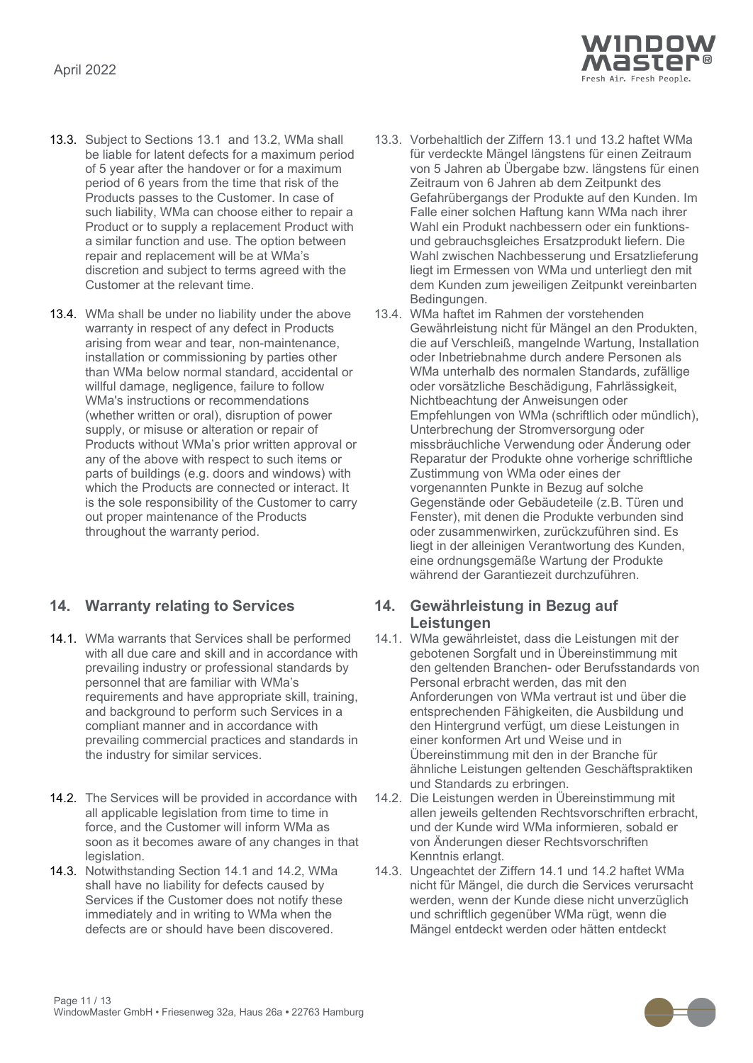13.3. Subject to Sections 13.1 and 13.2, WMa shall be liable for latent defects for a maximum period of 5 year after the handover or for a maximum period of 6 years from the time that risk of the Products passes to the Customer. In case of such liability, WMa can choose either to repair a Product or to supply a replacement Product with a similar function and use. The option between repair and replacement will be at WMa's discretion and subject to terms agreed with the Customer at the relevant time.

13.4. WMa shall be under no liability under the above warranty in respect of any defect in Products arising from wear and tear, non-maintenance, installation or commissioning by parties other than WMa below normal standard, accidental or willful damage, negligence, failure to follow WMa's instructions or recommendations (whether written or oral), disruption of power supply, or misuse or alteration or repair of Products without WMa's prior written approval or any of the above with respect to such items or parts of buildings (e.g. doors and windows) with which the Products are connected or interact. It is the sole responsibility of the Customer to carry out proper maintenance of the Products throughout the warranty period.

## 14. Warranty relating to Services

14.1. WMa warrants that Services shall be performed with all due care and skill and in accordance with prevailing industry or professional standards by personnel that are familiar with WMa's requirements and have appropriate skill, training, and background to perform such Services in a compliant manner and in accordance with prevailing commercial practices and standards in the industry for similar services.

14.2. The Services will be provided in accordance with all applicable legislation from time to time in force, and the Customer will inform WMa as soon as it becomes aware of any changes in that legislation.

14.3. Notwithstanding Section 14.1 and 14.2, WMa shall have no liability for defects caused by Services if the Customer does not notify these immediately and in writing to WMa when the defects are or should have been discovered.

13.3. Vorbehaltlich der Ziffern 13.1 und 13.2 haftet WMa für verdeckte Mängel längstens für einen Zeitraum von 5 Jahren ab Übergabe bzw. längstens für einen Zeitraum von 6 Jahren ab dem Zeitpunkt des Gefahrübergangs der Produkte auf den Kunden. Im Falle einer solchen Haftung kann WMa nach ihrer Wahl ein Produkt nachbessern oder ein funktions- und gebrauchsgleiches Ersatzprodukt liefern. Die Wahl zwischen Nachbesserung und Ersatzlieferung liegt im Ermessen von WMa und unterliegt den mit dem Kunden zum jeweiligen Zeitpunkt vereinbarten Bedingungen.

13.4. WMa haftet im Rahmen der vorstehenden Gewährleistung nicht für Mängel an den Produkten, die auf Verschleiß, mangelnde Wartung, Installation oder Inbetriebnahme durch andere Personen als WMa unterhalb des normalen Standards, zufällige oder vorsätzliche Beschädigung, Fahrlässigkeit, Nichtbeachtung der Anweisungen oder Empfehlungen von WMa (schriftlich oder mündlich), Unterbrechung der Stromversorgung oder missbräuchliche Verwendung oder Änderung oder Reparatur der Produkte ohne vorherige schriftliche Zustimmung von WMa oder eines der vorgenannten Punkte in Bezug auf solche Gegenstände oder Gebäudeteile (z.B. Türen und Fenster), mit denen die Produkte verbunden sind oder zusammenwirken, zurückzuführen sind. Es liegt in der alleinigen Verantwortung des Kunden, eine ordnungsgemäße Wartung der Produkte während der Garantiezeit durchzuführen.

## 14. Gewährleistung in Bezug auf Leistungen

14.1. WMa gewährleistet, dass die Leistungen mit der gebotenen Sorgfalt und in Übereinstimmung mit den geltenden Branchen- oder Berufsstandards von Personal erbracht werden, das mit den Anforderungen von WMa vertraut ist und über die entsprechenden Fähigkeiten, die Ausbildung und den Hintergrund verfügt, um diese Leistungen in einer konformen Art und Weise und in Übereinstimmung mit den in der Branche für ähnliche Leistungen geltenden Geschäftspraktiken und Standards zu erbringen.

14.2. Die Leistungen werden in Übereinstimmung mit allen jeweils geltenden Rechtsvorschriften erbracht, und der Kunde wird WMa informieren, sobald er von Änderungen dieser Rechtsvorschriften Kenntnis erlangt.

14.3. Ungeachtet der Ziffern 14.1 und 14.2 haftet WMa nicht für Mängel, die durch die Services verursacht werden, wenn der Kunde diese nicht unverzüglich und schriftlich gegenüber WMa rügt, wenn die Mängel entdeckt werden oder hätten entdeckt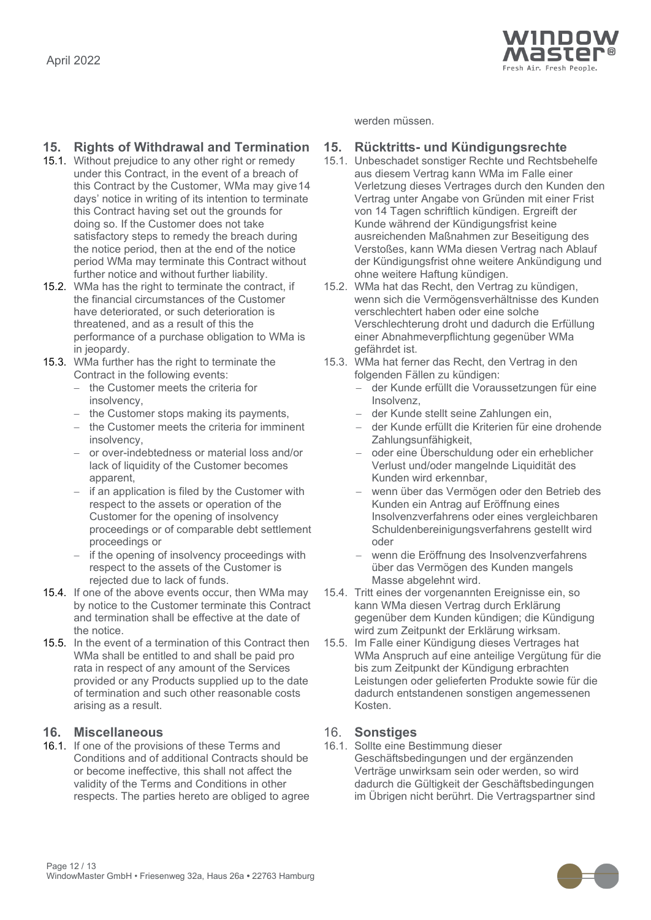werden müssen.

## 15. Rights of Withdrawal and Termination

15.1. Without prejudice to any other right or remedy under this Contract, in the event of a breach of this Contract by the Customer, WMa may give 14 days' notice in writing of its intention to terminate this Contract having set out the grounds for doing so. If the Customer does not take satisfactory steps to remedy the breach during the notice period, then at the end of the notice period WMa may terminate this Contract without further notice and without further liability.

15.2. WMa has the right to terminate the contract, if the financial circumstances of the Customer have deteriorated, or such deterioration is threatened, and as a result of this the performance of a purchase obligation to WMa is in jeopardy.

15.3. WMa further has the right to terminate the Contract in the following events:

- the Customer meets the criteria for insolvency,
- the Customer stops making its payments,
- the Customer meets the criteria for imminent insolvency,
- or over-indebtedness or material loss and/or lack of liquidity of the Customer becomes apparent,
- if an application is filed by the Customer with respect to the assets or operation of the Customer for the opening of insolvency proceedings or of comparable debt settlement proceedings or
- if the opening of insolvency proceedings with respect to the assets of the Customer is rejected due to lack of funds.

15.4. If one of the above events occur, then WMa may by notice to the Customer terminate this Contract and termination shall be effective at the date of the notice.

15.5. In the event of a termination of this Contract then WMa shall be entitled to and shall be paid pro rata in respect of any amount of the Services provided or any Products supplied up to the date of termination and such other reasonable costs arising as a result.

## 16. Miscellaneous

16.1. If one of the provisions of these Terms and Conditions and of additional Contracts should be or become ineffective, this shall not affect the validity of the Terms and Conditions in other respects. The parties hereto are obliged to agree

## 15. Rücktritts- und Kündigungsrechte

15.1. Unbeschadet sonstiger Rechte und Rechtsbehelfe aus diesem Vertrag kann WMa im Falle einer Verletzung dieses Vertrages durch den Kunden den Vertrag unter Angabe von Gründen mit einer Frist von 14 Tagen schriftlich kündigen. Ergreift der Kunde während der Kündigungsfrist keine ausreichenden Maßnahmen zur Beseitigung des Verstoßes, kann WMa diesen Vertrag nach Ablauf der Kündigungsfrist ohne weitere Ankündigung und ohne weitere Haftung kündigen.

15.2. WMa hat das Recht, den Vertrag zu kündigen, wenn sich die Vermögensverhältnisse des Kunden verschlechtert haben oder eine solche Verschlechterung droht und dadurch die Erfüllung einer Abnahmeverpflichtung gegenüber WMa gefährdet ist.

15.3. WMa hat ferner das Recht, den Vertrag in den folgenden Fällen zu kündigen:

- der Kunde erfüllt die Voraussetzungen für eine Insolvenz,
- der Kunde stellt seine Zahlungen ein,
- der Kunde erfüllt die Kriterien für eine drohende Zahlungsunfähigkeit,
- oder eine Überschuldung oder ein erheblicher Verlust und/oder mangelnde Liquidität des Kunden wird erkennbar,
- wenn über das Vermögen oder den Betrieb des Kunden ein Antrag auf Eröffnung eines Insolvenzverfahrens oder eines vergleichbaren Schuldenbereinigungsverfahrens gestellt wird oder
- wenn die Eröffnung des Insolvenzverfahrens über das Vermögen des Kunden mangels Masse abgelehnt wird.

15.4. Tritt eines der vorgenannten Ereignisse ein, so kann WMa diesen Vertrag durch Erklärung gegenüber dem Kunden kündigen; die Kündigung wird zum Zeitpunkt der Erklärung wirksam.

15.5. Im Falle einer Kündigung dieses Vertrages hat WMa Anspruch auf eine anteilige Vergütung für die bis zum Zeitpunkt der Kündigung erbrachten Leistungen oder gelieferten Produkte sowie für die dadurch entstandenen sonstigen angemessenen Kosten.

## 16. Sonstiges

16.1. Sollte eine Bestimmung dieser Geschäftsbedingungen und der ergänzenden Verträge unwirksam sein oder werden, so wird dadurch die Gültigkeit der Geschäftsbedingungen im Übrigen nicht berührt. Die Vertragspartner sind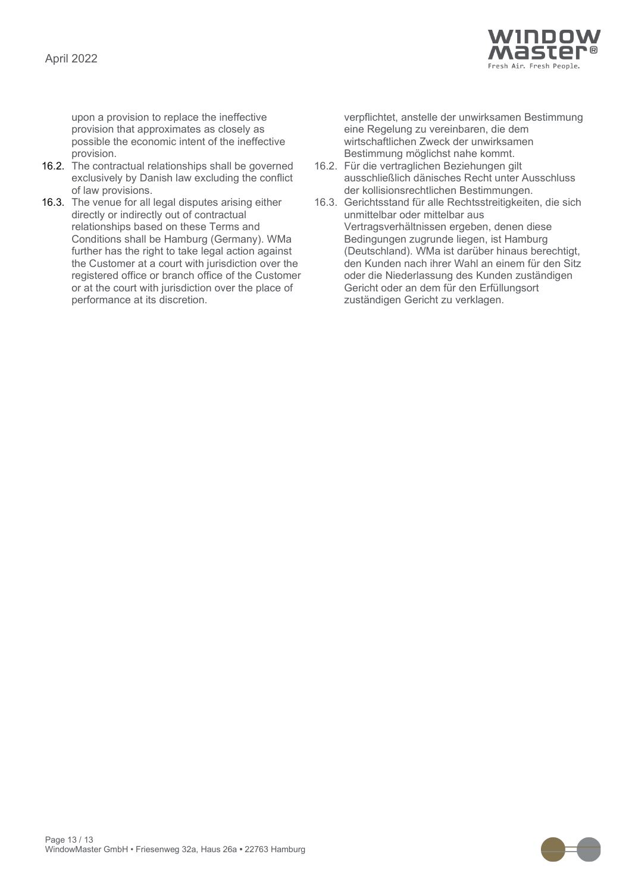upon a provision to replace the ineffective provision that approximates as closely as possible the economic intent of the ineffective provision.

16.2. The contractual relationships shall be governed exclusively by Danish law excluding the conflict of law provisions.

16.3. The venue for all legal disputes arising either directly or indirectly out of contractual relationships based on these Terms and Conditions shall be Hamburg (Germany). WMa further has the right to take legal action against the Customer at a court with jurisdiction over the registered office or branch office of the Customer or at the court with jurisdiction over the place of performance at its discretion.

verpflichtet, anstelle der unwirksamen Bestimmung eine Regelung zu vereinbaren, die dem wirtschaftlichen Zweck der unwirksamen Bestimmung möglichst nahe kommt.

16.2. Für die vertraglichen Beziehungen gilt ausschließlich dänisches Recht unter Ausschluss der kollisionsrechtlichen Bestimmungen.

16.3. Gerichtsstand für alle Rechtsstreitigkeiten, die sich unmittelbar oder mittelbar aus Vertragsverhältnissen ergeben, denen diese Bedingungen zugrunde liegen, ist Hamburg (Deutschland). WMa ist darüber hinaus berechtigt, den Kunden nach ihrer Wahl an einem für den Sitz oder die Niederlassung des Kunden zuständigen Gericht oder an dem für den Erfüllungsort zuständigen Gericht zu verklagen.